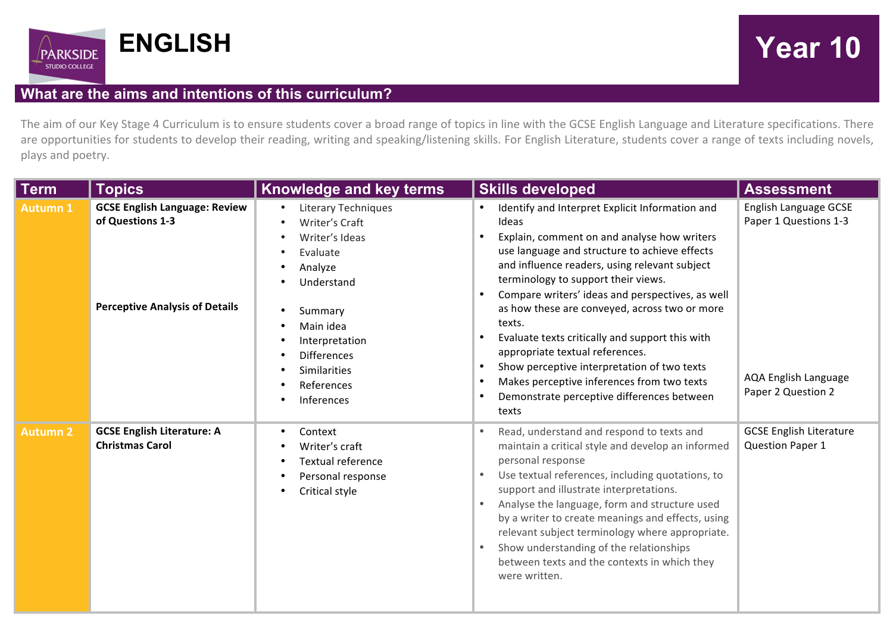# ENGLISH

PARKSIDE STUDIO COLLEGE

**Year 10**

## What are the aims and intentions of this curriculum?

The aim of our Key Stage 4 Curriculum is to ensure students cover a broad range of topics in line with the GCSE English Language and Literature specifications. There are opportunities for students to develop their reading, writing and speaking/listening skills. For English Literature, students cover a range of texts including novels, plays and poetry.

| Term | Topics | Knowledge and key terms | Skills developed | Assessment |
|---|---|---|---|---|
| Autumn 1 | **GCSE English Language: Review of Questions 1-3**<br><br>**Perceptive Analysis of Details** | • Literary Techniques<br>• Writer's Craft<br>• Writer's Ideas<br>• Evaluate<br>• Analyze<br>• Understand<br><br>• Summary<br>• Main idea<br>• Interpretation<br>• Differences<br>• Similarities<br>• References<br>• Inferences | • Identify and Interpret Explicit Information and Ideas<br>• Explain, comment on and analyse how writers use language and structure to achieve effects and influence readers, using relevant subject terminology to support their views.<br>• Compare writers' ideas and perspectives, as well as how these are conveyed, across two or more texts.<br>• Evaluate texts critically and support this with appropriate textual references.<br>• Show perceptive interpretation of two texts<br>• Makes perceptive inferences from two texts<br>• Demonstrate perceptive differences between texts | English Language GCSE Paper 1 Questions 1-3<br><br>AQA English Language Paper 2 Question 2 |
| Autumn 2 | **GCSE English Literature: A Christmas Carol** | • Context<br>• Writer's craft<br>• Textual reference<br>• Personal response<br>• Critical style | • Read, understand and respond to texts and maintain a critical style and develop an informed personal response<br>• Use textual references, including quotations, to support and illustrate interpretations.<br>• Analyse the language, form and structure used by a writer to create meanings and effects, using relevant subject terminology where appropriate.<br>• Show understanding of the relationships between texts and the contexts in which they were written. | GCSE English Literature Question Paper 1 |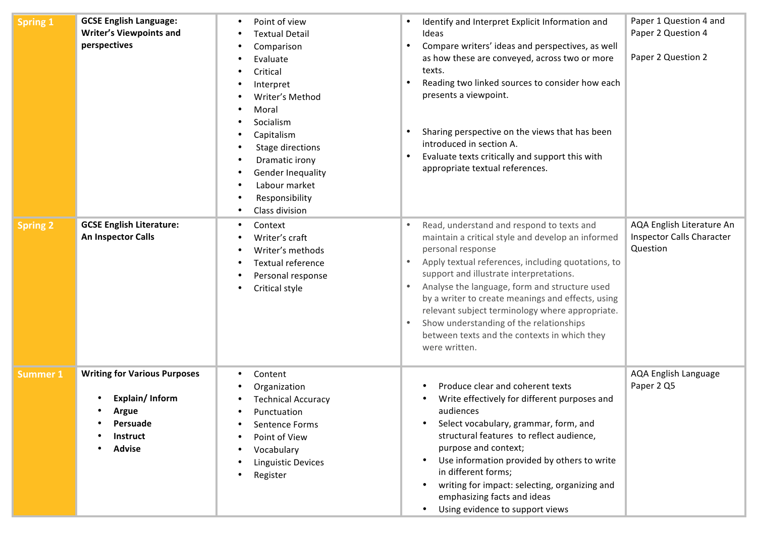| Spring 1 | **GCSE English Language: Writer's Viewpoints and perspectives** | • Point of view<br>• Textual Detail<br>• Comparison<br>• Evaluate<br>• Critical<br>• Interpret<br>• Writer's Method<br>• Moral<br>• Socialism<br>• Capitalism<br>• Stage directions<br>• Dramatic irony<br>• Gender Inequality<br>• Labour market<br>• Responsibility<br>• Class division | • Identify and Interpret Explicit Information and Ideas<br>• Compare writers' ideas and perspectives, as well as how these are conveyed, across two or more texts.<br>• Reading two linked sources to consider how each presents a viewpoint.<br>• Sharing perspective on the views that has been introduced in section A.<br>• Evaluate texts critically and support this with appropriate textual references. | Paper 1 Question 4 and Paper 2 Question 4<br><br>Paper 2 Question 2 |
|---|---|---|---|---|
| Spring 2 | **GCSE English Literature: An Inspector Calls** | • Context<br>• Writer's craft<br>• Writer's methods<br>• Textual reference<br>• Personal response<br>• Critical style | • Read, understand and respond to texts and maintain a critical style and develop an informed personal response<br>• Apply textual references, including quotations, to support and illustrate interpretations.<br>• Analyse the language, form and structure used by a writer to create meanings and effects, using relevant subject terminology where appropriate.<br>• Show understanding of the relationships between texts and the contexts in which they were written. | AQA English Literature An Inspector Calls Character Question |
| Summer 1 | **Writing for Various Purposes**<br>• **Explain/ Inform**<br>• **Argue**<br>• **Persuade**<br>• **Instruct**<br>• **Advise** | • Content<br>• Organization<br>• Technical Accuracy<br>• Punctuation<br>• Sentence Forms<br>• Point of View<br>• Vocabulary<br>• Linguistic Devices<br>• Register | • Produce clear and coherent texts<br>• Write effectively for different purposes and audiences<br>• Select vocabulary, grammar, form, and structural features to reflect audience, purpose and context;<br>• Use information provided by others to write in different forms;<br>• writing for impact: selecting, organizing and emphasizing facts and ideas<br>• Using evidence to support views | AQA English Language Paper 2 Q5 |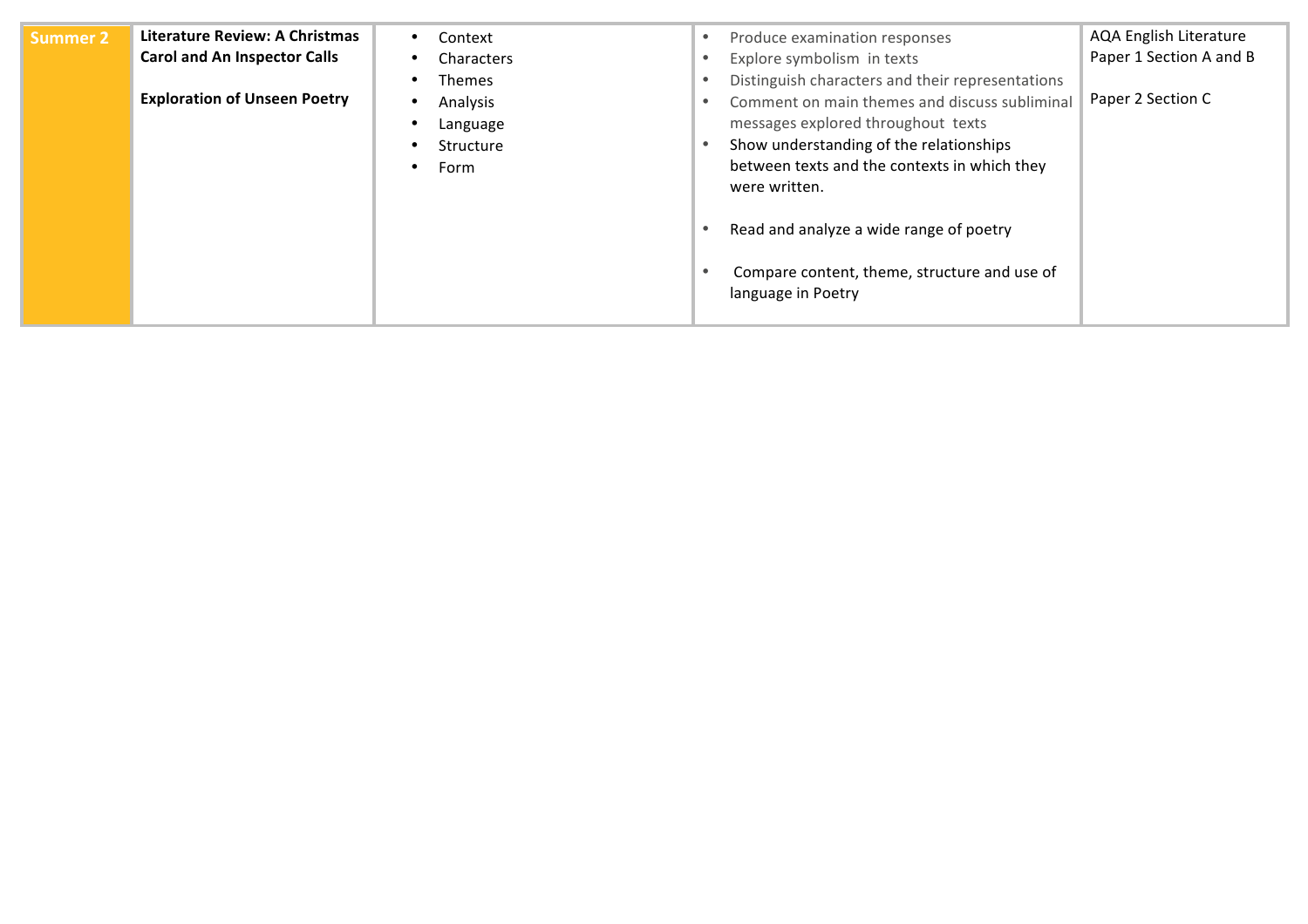| | | | | |
|---|---|---|---|---|
| **Summer 2** | **Literature Review: A Christmas Carol and An Inspector Calls**<br><br>**Exploration of Unseen Poetry** | • Context<br>• Characters<br>• Themes<br>• Analysis<br>• Language<br>• Structure<br>• Form | • Produce examination responses<br>• Explore symbolism in texts<br>• Distinguish characters and their representations<br>• Comment on main themes and discuss subliminal messages explored throughout texts<br>• Show understanding of the relationships between texts and the contexts in which they were written.<br><br>• Read and analyze a wide range of poetry<br><br>• Compare content, theme, structure and use of language in Poetry | AQA English Literature Paper 1 Section A and B<br><br>Paper 2 Section C |